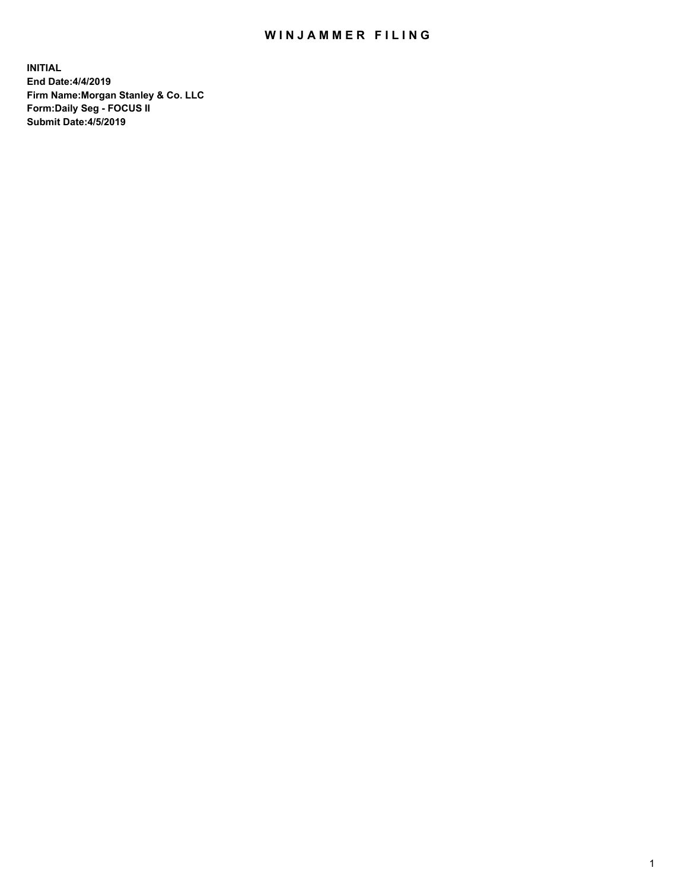# WINJAMMER FILING

**INITIAL**
**End Date:4/4/2019**
**Firm Name:Morgan Stanley & Co. LLC**
**Form:Daily Seg - FOCUS II**
**Submit Date:4/5/2019**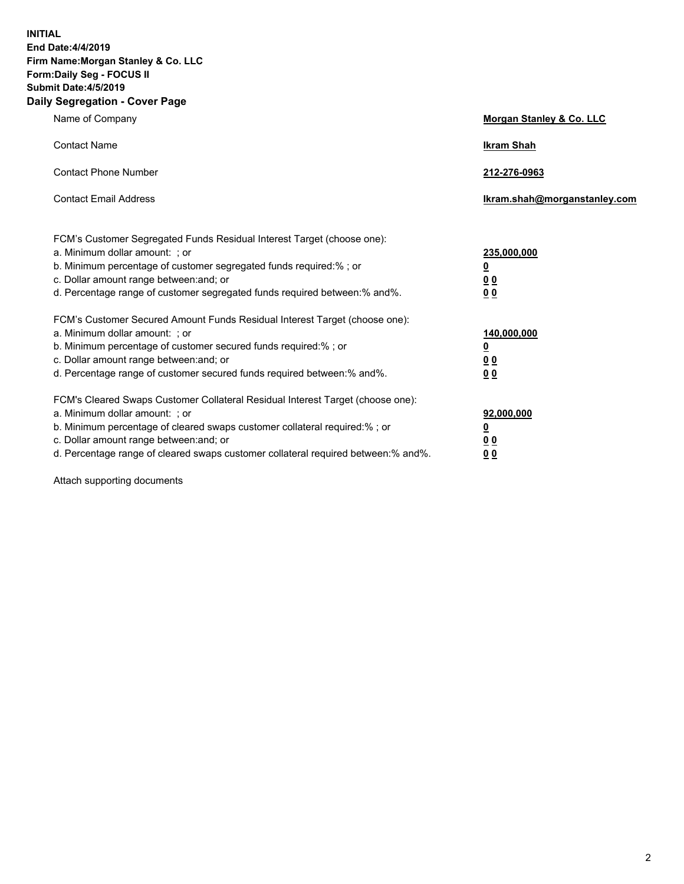**INITIAL**
**End Date:4/4/2019**
**Firm Name:Morgan Stanley & Co. LLC**
**Form:Daily Seg - FOCUS II**
**Submit Date:4/5/2019**
**Daily Segregation - Cover Page**

| | |
|---|---|
| Name of Company | **Morgan Stanley & Co. LLC** |
| Contact Name | **Ikram Shah** |
| Contact Phone Number | **212-276-0963** |
| Contact Email Address | **Ikram.shah@morganstanley.com** |

| | |
|---|---|
| FCM's Customer Segregated Funds Residual Interest Target (choose one): | |
| a. Minimum dollar amount: ; or | **235,000,000** |
| b. Minimum percentage of customer segregated funds required:% ; or | **0** |
| c. Dollar amount range between:and; or | **0 0** |
| d. Percentage range of customer segregated funds required between:% and%. | **0 0** |
| FCM's Customer Secured Amount Funds Residual Interest Target (choose one): | |
| a. Minimum dollar amount: ; or | **140,000,000** |
| b. Minimum percentage of customer secured funds required:% ; or | **0** |
| c. Dollar amount range between:and; or | **0 0** |
| d. Percentage range of customer secured funds required between:% and%. | **0 0** |
| FCM's Cleared Swaps Customer Collateral Residual Interest Target (choose one): | |
| a. Minimum dollar amount: ; or | **92,000,000** |
| b. Minimum percentage of cleared swaps customer collateral required:% ; or | **0** |
| c. Dollar amount range between:and; or | **0 0** |
| d. Percentage range of cleared swaps customer collateral required between:% and%. | **0 0** |

Attach supporting documents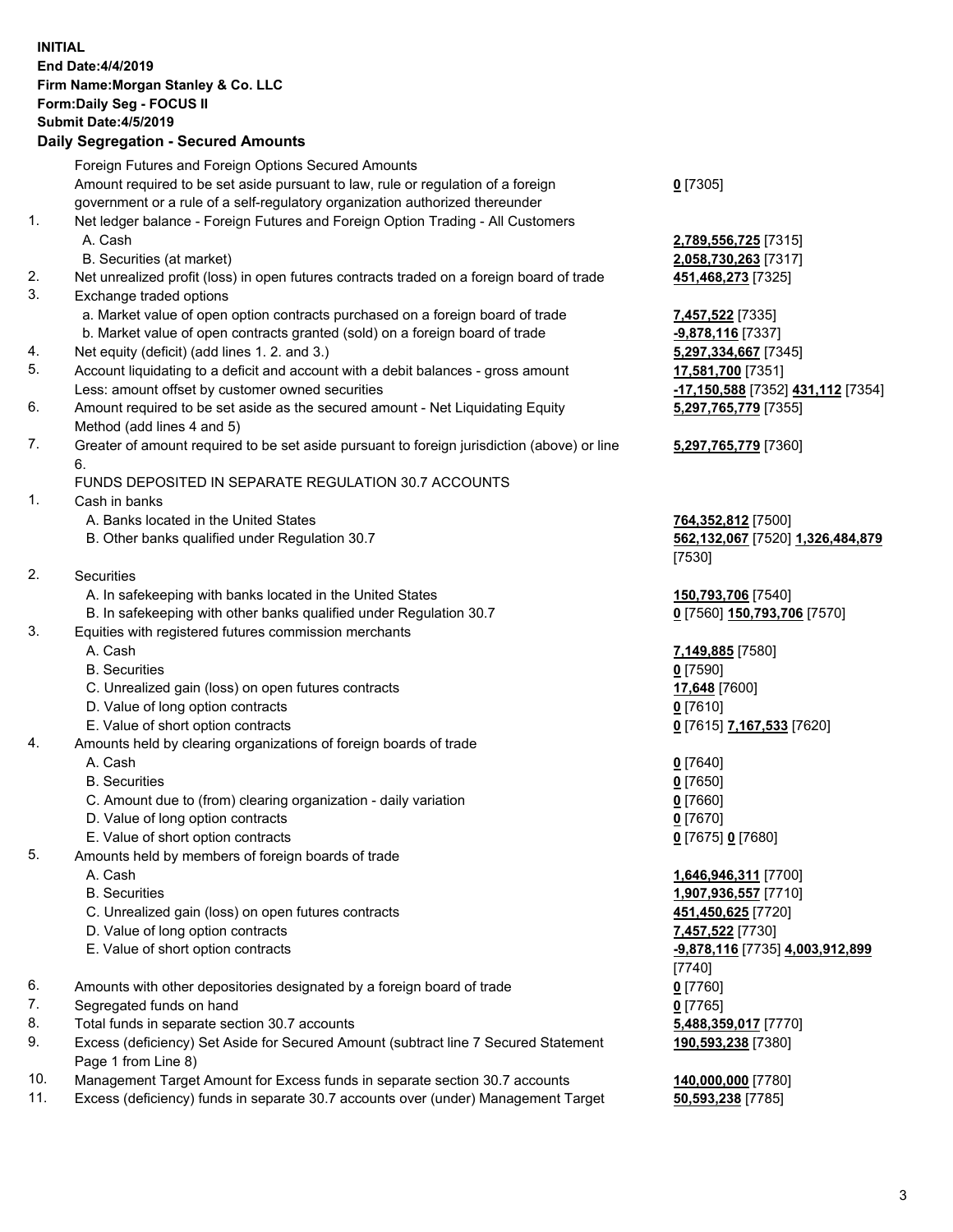**INITIAL**
**End Date:4/4/2019**
**Firm Name:Morgan Stanley & Co. LLC**
**Form:Daily Seg - FOCUS II**
**Submit Date:4/5/2019**

## Daily Segregation - Secured Amounts

| | | |
|---|---|---|
| | Foreign Futures and Foreign Options Secured Amounts | |
| | Amount required to be set aside pursuant to law, rule or regulation of a foreign government or a rule of a self-regulatory organization authorized thereunder | **0** [7305] |
| 1. | Net ledger balance - Foreign Futures and Foreign Option Trading - All Customers | |
| | A. Cash | **2,789,556,725** [7315] |
| | B. Securities (at market) | **2,058,730,263** [7317] |
| 2. | Net unrealized profit (loss) in open futures contracts traded on a foreign board of trade | **451,468,273** [7325] |
| 3. | Exchange traded options | |
| | a. Market value of open option contracts purchased on a foreign board of trade | **7,457,522** [7335] |
| | b. Market value of open contracts granted (sold) on a foreign board of trade | **-9,878,116** [7337] |
| 4. | Net equity (deficit) (add lines 1. 2. and 3.) | **5,297,334,667** [7345] |
| 5. | Account liquidating to a deficit and account with a debit balances - gross amount | **17,581,700** [7351] |
| | Less: amount offset by customer owned securities | **-17,150,588** [7352] **431,112** [7354] |
| 6. | Amount required to be set aside as the secured amount - Net Liquidating Equity Method (add lines 4 and 5) | **5,297,765,779** [7355] |
| 7. | Greater of amount required to be set aside pursuant to foreign jurisdiction (above) or line 6. | **5,297,765,779** [7360] |
| | FUNDS DEPOSITED IN SEPARATE REGULATION 30.7 ACCOUNTS | |
| 1. | Cash in banks | |
| | A. Banks located in the United States | **764,352,812** [7500] |
| | B. Other banks qualified under Regulation 30.7 | **562,132,067** [7520] **1,326,484,879** [7530] |
| 2. | Securities | |
| | A. In safekeeping with banks located in the United States | **150,793,706** [7540] |
| | B. In safekeeping with other banks qualified under Regulation 30.7 | **0** [7560] **150,793,706** [7570] |
| 3. | Equities with registered futures commission merchants | |
| | A. Cash | **7,149,885** [7580] |
| | B. Securities | **0** [7590] |
| | C. Unrealized gain (loss) on open futures contracts | **17,648** [7600] |
| | D. Value of long option contracts | **0** [7610] |
| | E. Value of short option contracts | **0** [7615] **7,167,533** [7620] |
| 4. | Amounts held by clearing organizations of foreign boards of trade | |
| | A. Cash | **0** [7640] |
| | B. Securities | **0** [7650] |
| | C. Amount due to (from) clearing organization - daily variation | **0** [7660] |
| | D. Value of long option contracts | **0** [7670] |
| | E. Value of short option contracts | **0** [7675] **0** [7680] |
| 5. | Amounts held by members of foreign boards of trade | |
| | A. Cash | **1,646,946,311** [7700] |
| | B. Securities | **1,907,936,557** [7710] |
| | C. Unrealized gain (loss) on open futures contracts | **451,450,625** [7720] |
| | D. Value of long option contracts | **7,457,522** [7730] |
| | E. Value of short option contracts | **-9,878,116** [7735] **4,003,912,899** [7740] |
| 6. | Amounts with other depositories designated by a foreign board of trade | **0** [7760] |
| 7. | Segregated funds on hand | **0** [7765] |
| 8. | Total funds in separate section 30.7 accounts | **5,488,359,017** [7770] |
| 9. | Excess (deficiency) Set Aside for Secured Amount (subtract line 7 Secured Statement Page 1 from Line 8) | **190,593,238** [7380] |
| 10. | Management Target Amount for Excess funds in separate section 30.7 accounts | **140,000,000** [7780] |
| 11. | Excess (deficiency) funds in separate 30.7 accounts over (under) Management Target | **50,593,238** [7785] |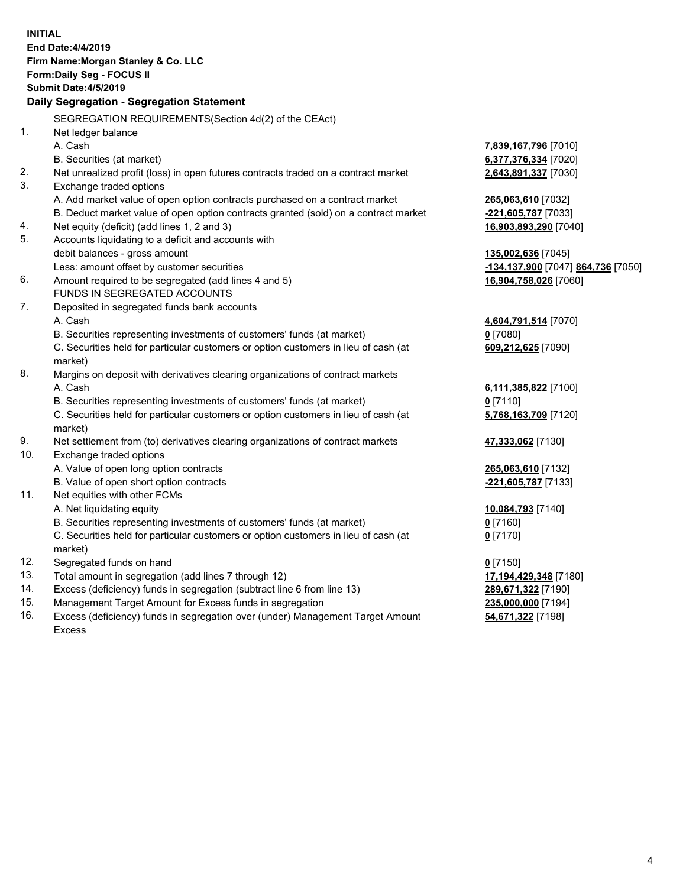**INITIAL**
**End Date:4/4/2019**
**Firm Name:Morgan Stanley & Co. LLC**
**Form:Daily Seg - FOCUS II**
**Submit Date:4/5/2019**

## Daily Segregation - Segregation Statement

| | | |
|---|---|---|
| | SEGREGATION REQUIREMENTS(Section 4d(2) of the CEAct) | |
| 1. | Net ledger balance | |
| | A. Cash | **7,839,167,796** [7010] |
| | B. Securities (at market) | **6,377,376,334** [7020] |
| 2. | Net unrealized profit (loss) in open futures contracts traded on a contract market | **2,643,891,337** [7030] |
| 3. | Exchange traded options | |
| | A. Add market value of open option contracts purchased on a contract market | **265,063,610** [7032] |
| | B. Deduct market value of open option contracts granted (sold) on a contract market | **-221,605,787** [7033] |
| 4. | Net equity (deficit) (add lines 1, 2 and 3) | **16,903,893,290** [7040] |
| 5. | Accounts liquidating to a deficit and accounts with debit balances - gross amount | **135,002,636** [7045] |
| | Less: amount offset by customer securities | **-134,137,900** [7047] **864,736** [7050] |
| 6. | Amount required to be segregated (add lines 4 and 5) | **16,904,758,026** [7060] |
| | FUNDS IN SEGREGATED ACCOUNTS | |
| 7. | Deposited in segregated funds bank accounts | |
| | A. Cash | **4,604,791,514** [7070] |
| | B. Securities representing investments of customers' funds (at market) | **0** [7080] |
| | C. Securities held for particular customers or option customers in lieu of cash (at market) | **609,212,625** [7090] |
| 8. | Margins on deposit with derivatives clearing organizations of contract markets | |
| | A. Cash | **6,111,385,822** [7100] |
| | B. Securities representing investments of customers' funds (at market) | **0** [7110] |
| | C. Securities held for particular customers or option customers in lieu of cash (at market) | **5,768,163,709** [7120] |
| 9. | Net settlement from (to) derivatives clearing organizations of contract markets | **47,333,062** [7130] |
| 10. | Exchange traded options | |
| | A. Value of open long option contracts | **265,063,610** [7132] |
| | B. Value of open short option contracts | **-221,605,787** [7133] |
| 11. | Net equities with other FCMs | |
| | A. Net liquidating equity | **10,084,793** [7140] |
| | B. Securities representing investments of customers' funds (at market) | **0** [7160] |
| | C. Securities held for particular customers or option customers in lieu of cash (at market) | **0** [7170] |
| 12. | Segregated funds on hand | **0** [7150] |
| 13. | Total amount in segregation (add lines 7 through 12) | **17,194,429,348** [7180] |
| 14. | Excess (deficiency) funds in segregation (subtract line 6 from line 13) | **289,671,322** [7190] |
| 15. | Management Target Amount for Excess funds in segregation | **235,000,000** [7194] |
| 16. | Excess (deficiency) funds in segregation over (under) Management Target Amount Excess | **54,671,322** [7198] |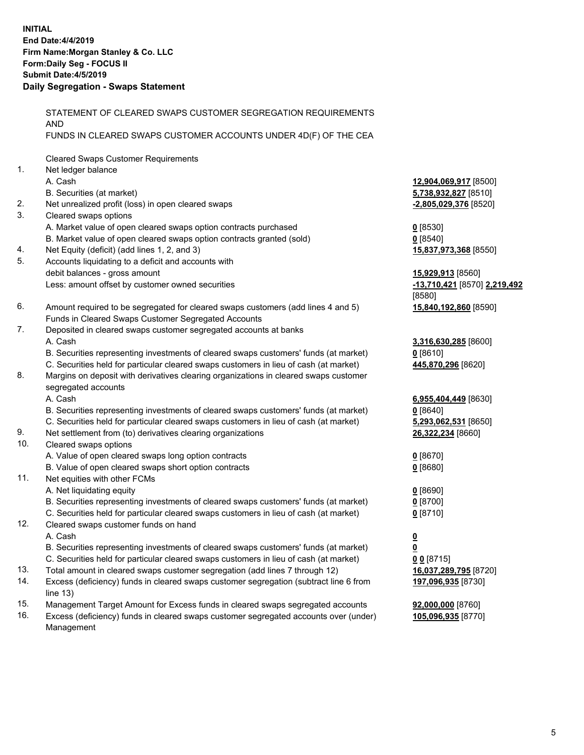**INITIAL**
**End Date:4/4/2019**
**Firm Name:Morgan Stanley & Co. LLC**
**Form:Daily Seg - FOCUS II**
**Submit Date:4/5/2019**
**Daily Segregation - Swaps Statement**

STATEMENT OF CLEARED SWAPS CUSTOMER SEGREGATION REQUIREMENTS AND FUNDS IN CLEARED SWAPS CUSTOMER ACCOUNTS UNDER 4D(F) OF THE CEA

| | | |
|---|---|---|
| | Cleared Swaps Customer Requirements | |
| 1. | Net ledger balance | |
| | A. Cash | **12,904,069,917** [8500] |
| | B. Securities (at market) | **5,738,932,827** [8510] |
| 2. | Net unrealized profit (loss) in open cleared swaps | **-2,805,029,376** [8520] |
| 3. | Cleared swaps options | |
| | A. Market value of open cleared swaps option contracts purchased | **0** [8530] |
| | B. Market value of open cleared swaps option contracts granted (sold) | **0** [8540] |
| 4. | Net Equity (deficit) (add lines 1, 2, and 3) | **15,837,973,368** [8550] |
| 5. | Accounts liquidating to a deficit and accounts with debit balances - gross amount | **15,929,913** [8560] |
| | Less: amount offset by customer owned securities | **-13,710,421** [8570] **2,219,492** [8580] |
| 6. | Amount required to be segregated for cleared swaps customers (add lines 4 and 5) | **15,840,192,860** [8590] |
| | Funds in Cleared Swaps Customer Segregated Accounts | |
| 7. | Deposited in cleared swaps customer segregated accounts at banks | |
| | A. Cash | **3,316,630,285** [8600] |
| | B. Securities representing investments of cleared swaps customers' funds (at market) | **0** [8610] |
| | C. Securities held for particular cleared swaps customers in lieu of cash (at market) | **445,870,296** [8620] |
| 8. | Margins on deposit with derivatives clearing organizations in cleared swaps customer segregated accounts | |
| | A. Cash | **6,955,404,449** [8630] |
| | B. Securities representing investments of cleared swaps customers' funds (at market) | **0** [8640] |
| | C. Securities held for particular cleared swaps customers in lieu of cash (at market) | **5,293,062,531** [8650] |
| 9. | Net settlement from (to) derivatives clearing organizations | **26,322,234** [8660] |
| 10. | Cleared swaps options | |
| | A. Value of open cleared swaps long option contracts | **0** [8670] |
| | B. Value of open cleared swaps short option contracts | **0** [8680] |
| 11. | Net equities with other FCMs | |
| | A. Net liquidating equity | **0** [8690] |
| | B. Securities representing investments of cleared swaps customers' funds (at market) | **0** [8700] |
| | C. Securities held for particular cleared swaps customers in lieu of cash (at market) | **0** [8710] |
| 12. | Cleared swaps customer funds on hand | |
| | A. Cash | **0** |
| | B. Securities representing investments of cleared swaps customers' funds (at market) | **0** |
| | C. Securities held for particular cleared swaps customers in lieu of cash (at market) | **0** **0** [8715] |
| 13. | Total amount in cleared swaps customer segregation (add lines 7 through 12) | **16,037,289,795** [8720] |
| 14. | Excess (deficiency) funds in cleared swaps customer segregation (subtract line 6 from line 13) | **197,096,935** [8730] |
| 15. | Management Target Amount for Excess funds in cleared swaps segregated accounts | **92,000,000** [8760] |
| 16. | Excess (deficiency) funds in cleared swaps customer segregated accounts over (under) Management | **105,096,935** [8770] |